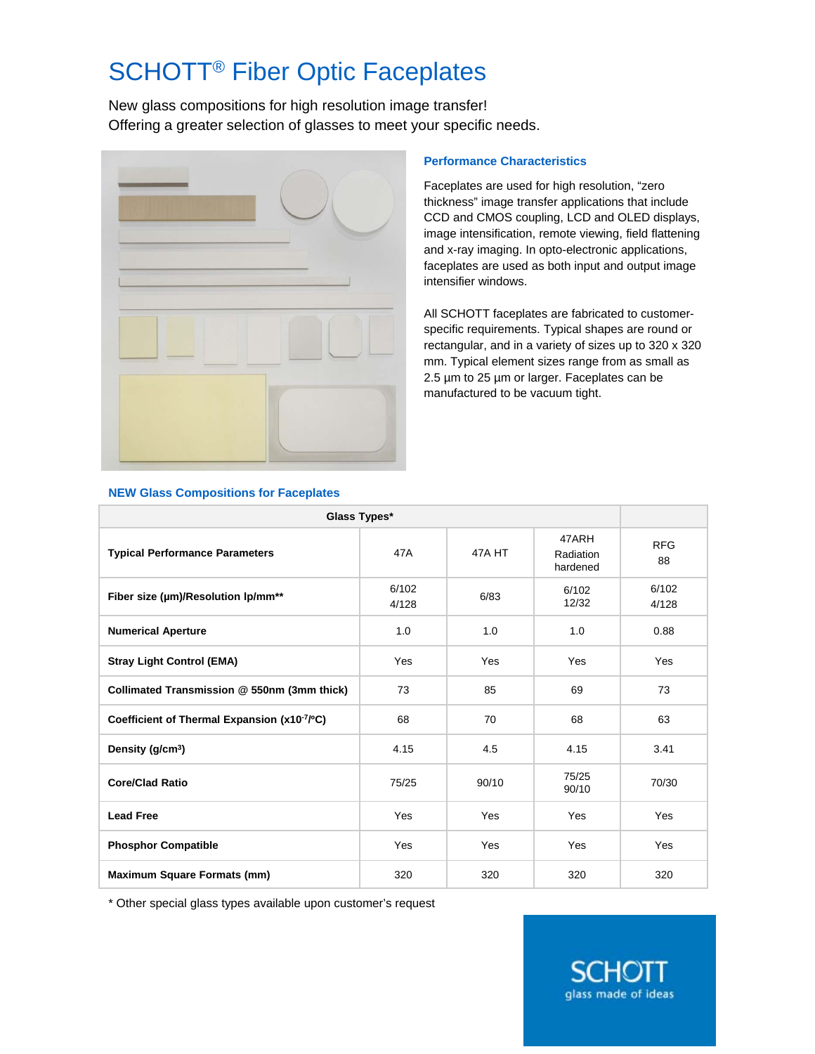# SCHOTT® Fiber Optic Faceplates

New glass compositions for high resolution image transfer!
Offering a greater selection of glasses to meet your specific needs.

### Performance Characteristics

Faceplates are used for high resolution, "zero thickness" image transfer applications that include CCD and CMOS coupling, LCD and OLED displays, image intensification, remote viewing, field flattening and x-ray imaging. In opto-electronic applications, faceplates are used as both input and output image intensifier windows.

All SCHOTT faceplates are fabricated to customer-specific requirements. Typical shapes are round or rectangular, and in a variety of sizes up to 320 x 320 mm. Typical element sizes range from as small as 2.5 µm to 25 µm or larger. Faceplates can be manufactured to be vacuum tight.

### NEW Glass Compositions for Faceplates

| Glass Types* | | | | |
|---|---|---|---|---|
| **Typical Performance Parameters** | 47A | 47A HT | 47ARH Radiation hardened | RFG 88 |
| **Fiber size (µm)/Resolution lp/mm**** | 6/102<br>4/128 | 6/83 | 6/102<br>12/32 | 6/102<br>4/128 |
| **Numerical Aperture** | 1.0 | 1.0 | 1.0 | 0.88 |
| **Stray Light Control (EMA)** | Yes | Yes | Yes | Yes |
| **Collimated Transmission @ 550nm (3mm thick)** | 73 | 85 | 69 | 73 |
| **Coefficient of Thermal Expansion ($x10^{-7}$/°C)** | 68 | 70 | 68 | 63 |
| **Density (g/cm³)** | 4.15 | 4.5 | 4.15 | 3.41 |
| **Core/Clad Ratio** | 75/25 | 90/10 | 75/25<br>90/10 | 70/30 |
| **Lead Free** | Yes | Yes | Yes | Yes |
| **Phosphor Compatible** | Yes | Yes | Yes | Yes |
| **Maximum Square Formats (mm)** | 320 | 320 | 320 | 320 |

* Other special glass types available upon customer's request

SCHOTT
glass made of ideas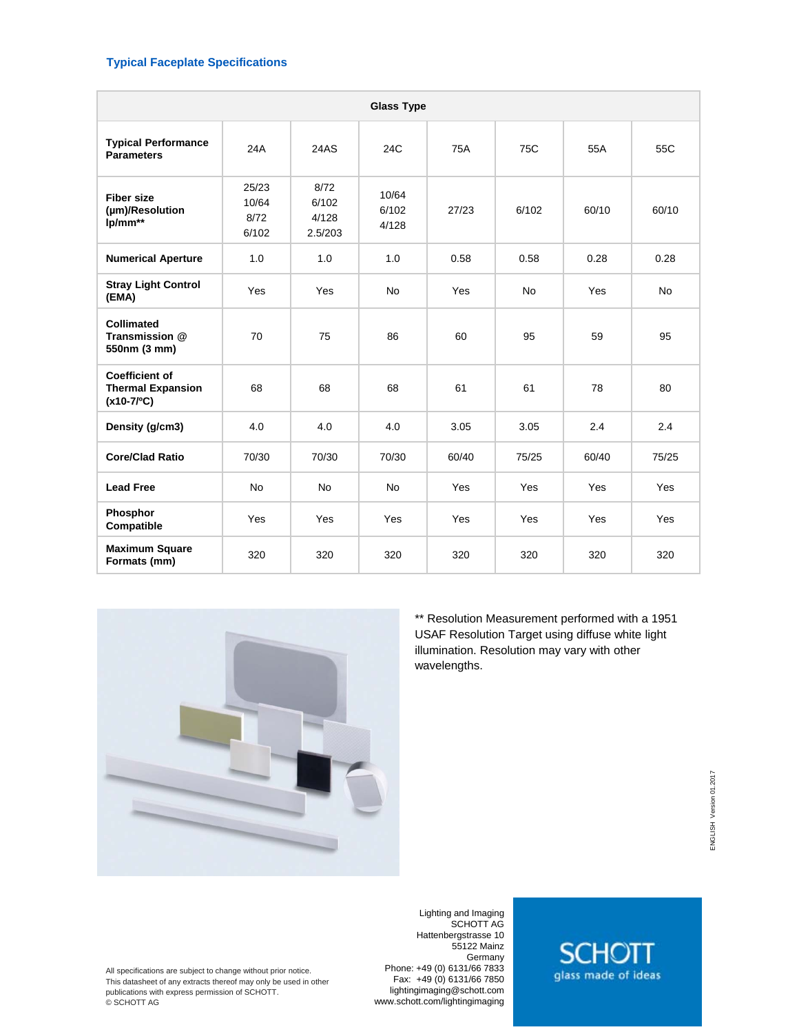### Typical Faceplate Specifications

| | Glass Type | | | | | | |
|---|---|---|---|---|---|---|---|
| **Typical Performance Parameters** | 24A | 24AS | 24C | 75A | 75C | 55A | 55C |
| **Fiber size (µm)/Resolution lp/mm**** | 25/23<br>10/64<br>8/72<br>6/102 | 8/72<br>6/102<br>4/128<br>2.5/203 | 10/64<br>6/102<br>4/128 | 27/23 | 6/102 | 60/10 | 60/10 |
| **Numerical Aperture** | 1.0 | 1.0 | 1.0 | 0.58 | 0.58 | 0.28 | 0.28 |
| **Stray Light Control (EMA)** | Yes | Yes | No | Yes | No | Yes | No |
| **Collimated Transmission @ 550nm (3 mm)** | 70 | 75 | 86 | 60 | 95 | 59 | 95 |
| **Coefficient of Thermal Expansion (x10-7/ºC)** | 68 | 68 | 68 | 61 | 61 | 78 | 80 |
| **Density (g/cm3)** | 4.0 | 4.0 | 4.0 | 3.05 | 3.05 | 2.4 | 2.4 |
| **Core/Clad Ratio** | 70/30 | 70/30 | 70/30 | 60/40 | 75/25 | 60/40 | 75/25 |
| **Lead Free** | No | No | No | Yes | Yes | Yes | Yes |
| **Phosphor Compatible** | Yes | Yes | Yes | Yes | Yes | Yes | Yes |
| **Maximum Square Formats (mm)** | 320 | 320 | 320 | 320 | 320 | 320 | 320 |

** Resolution Measurement performed with a 1951 USAF Resolution Target using diffuse white light illumination. Resolution may vary with other wavelengths.

ENGLISH Version 01.2017

All specifications are subject to change without prior notice.
This datasheet of any extracts thereof may only be used in other publications with express permission of SCHOTT.
© SCHOTT AG

Lighting and Imaging
SCHOTT AG
Hattenbergstrasse 10
55122 Mainz
Germany
Phone: +49 (0) 6131/66 7833
Fax: +49 (0) 6131/66 7850
lightingimaging@schott.com
www.schott.com/lightingimaging

SCHOTT
glass made of ideas